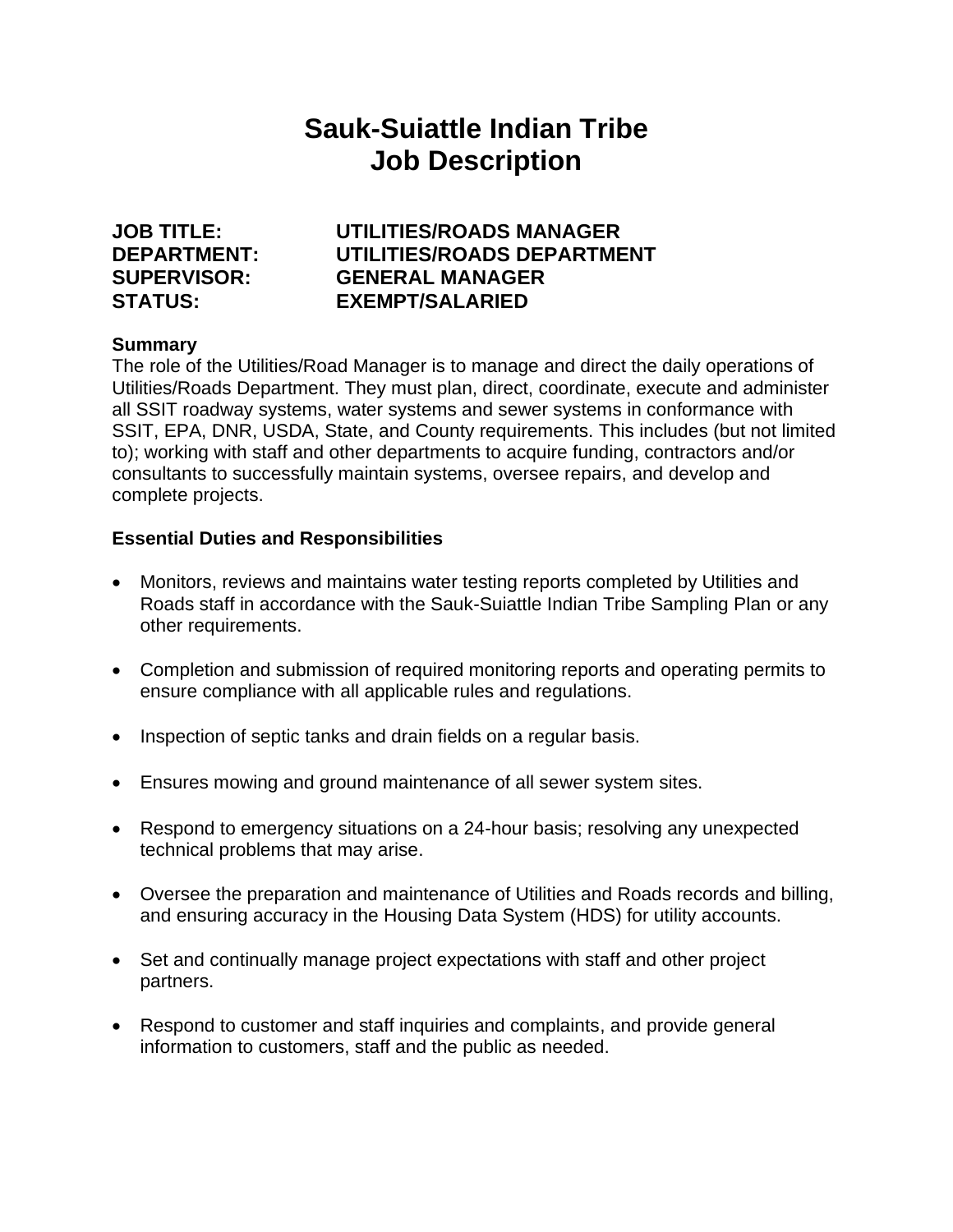# Sauk-Suiattle Indian Tribe
# Job Description

**JOB TITLE:** UTILITIES/ROADS MANAGER
**DEPARTMENT:** UTILITIES/ROADS DEPARTMENT
**SUPERVISOR:** GENERAL MANAGER
**STATUS:** EXEMPT/SALARIED

**Summary**
The role of the Utilities/Road Manager is to manage and direct the daily operations of Utilities/Roads Department. They must plan, direct, coordinate, execute and administer all SSIT roadway systems, water systems and sewer systems in conformance with SSIT, EPA, DNR, USDA, State, and County requirements. This includes (but not limited to); working with staff and other departments to acquire funding, contractors and/or consultants to successfully maintain systems, oversee repairs, and develop and complete projects.

**Essential Duties and Responsibilities**

- Monitors, reviews and maintains water testing reports completed by Utilities and Roads staff in accordance with the Sauk-Suiattle Indian Tribe Sampling Plan or any other requirements.

- Completion and submission of required monitoring reports and operating permits to ensure compliance with all applicable rules and regulations.

- Inspection of septic tanks and drain fields on a regular basis.

- Ensures mowing and ground maintenance of all sewer system sites.

- Respond to emergency situations on a 24-hour basis; resolving any unexpected technical problems that may arise.

- Oversee the preparation and maintenance of Utilities and Roads records and billing, and ensuring accuracy in the Housing Data System (HDS) for utility accounts.

- Set and continually manage project expectations with staff and other project partners.

- Respond to customer and staff inquiries and complaints, and provide general information to customers, staff and the public as needed.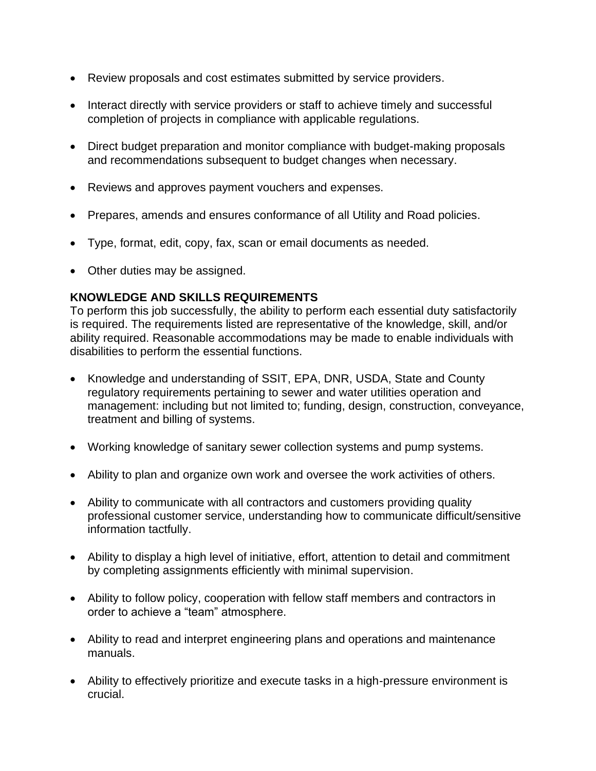- Review proposals and cost estimates submitted by service providers.
- Interact directly with service providers or staff to achieve timely and successful completion of projects in compliance with applicable regulations.
- Direct budget preparation and monitor compliance with budget-making proposals and recommendations subsequent to budget changes when necessary.
- Reviews and approves payment vouchers and expenses.
- Prepares, amends and ensures conformance of all Utility and Road policies.
- Type, format, edit, copy, fax, scan or email documents as needed.
- Other duties may be assigned.

**KNOWLEDGE AND SKILLS REQUIREMENTS**

To perform this job successfully, the ability to perform each essential duty satisfactorily is required. The requirements listed are representative of the knowledge, skill, and/or ability required. Reasonable accommodations may be made to enable individuals with disabilities to perform the essential functions.

- Knowledge and understanding of SSIT, EPA, DNR, USDA, State and County regulatory requirements pertaining to sewer and water utilities operation and management: including but not limited to; funding, design, construction, conveyance, treatment and billing of systems.
- Working knowledge of sanitary sewer collection systems and pump systems.
- Ability to plan and organize own work and oversee the work activities of others.
- Ability to communicate with all contractors and customers providing quality professional customer service, understanding how to communicate difficult/sensitive information tactfully.
- Ability to display a high level of initiative, effort, attention to detail and commitment by completing assignments efficiently with minimal supervision.
- Ability to follow policy, cooperation with fellow staff members and contractors in order to achieve a "team" atmosphere.
- Ability to read and interpret engineering plans and operations and maintenance manuals.
- Ability to effectively prioritize and execute tasks in a high-pressure environment is crucial.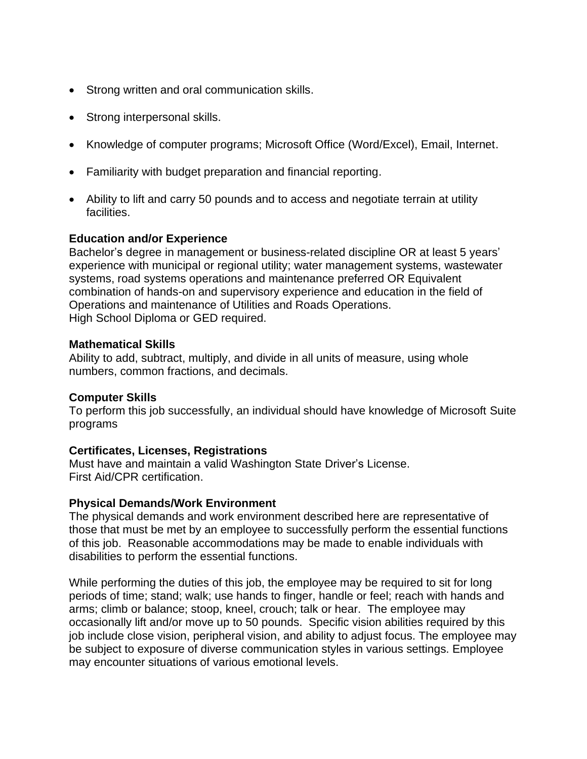- Strong written and oral communication skills.
- Strong interpersonal skills.
- Knowledge of computer programs; Microsoft Office (Word/Excel), Email, Internet.
- Familiarity with budget preparation and financial reporting.
- Ability to lift and carry 50 pounds and to access and negotiate terrain at utility facilities.

**Education and/or Experience**
Bachelor's degree in management or business-related discipline OR at least 5 years' experience with municipal or regional utility; water management systems, wastewater systems, road systems operations and maintenance preferred OR Equivalent combination of hands-on and supervisory experience and education in the field of Operations and maintenance of Utilities and Roads Operations.
High School Diploma or GED required.

**Mathematical Skills**
Ability to add, subtract, multiply, and divide in all units of measure, using whole numbers, common fractions, and decimals.

**Computer Skills**
To perform this job successfully, an individual should have knowledge of Microsoft Suite programs

**Certificates, Licenses, Registrations**
Must have and maintain a valid Washington State Driver's License.
First Aid/CPR certification.

**Physical Demands/Work Environment**
The physical demands and work environment described here are representative of those that must be met by an employee to successfully perform the essential functions of this job. Reasonable accommodations may be made to enable individuals with disabilities to perform the essential functions.

While performing the duties of this job, the employee may be required to sit for long periods of time; stand; walk; use hands to finger, handle or feel; reach with hands and arms; climb or balance; stoop, kneel, crouch; talk or hear. The employee may occasionally lift and/or move up to 50 pounds. Specific vision abilities required by this job include close vision, peripheral vision, and ability to adjust focus. The employee may be subject to exposure of diverse communication styles in various settings. Employee may encounter situations of various emotional levels.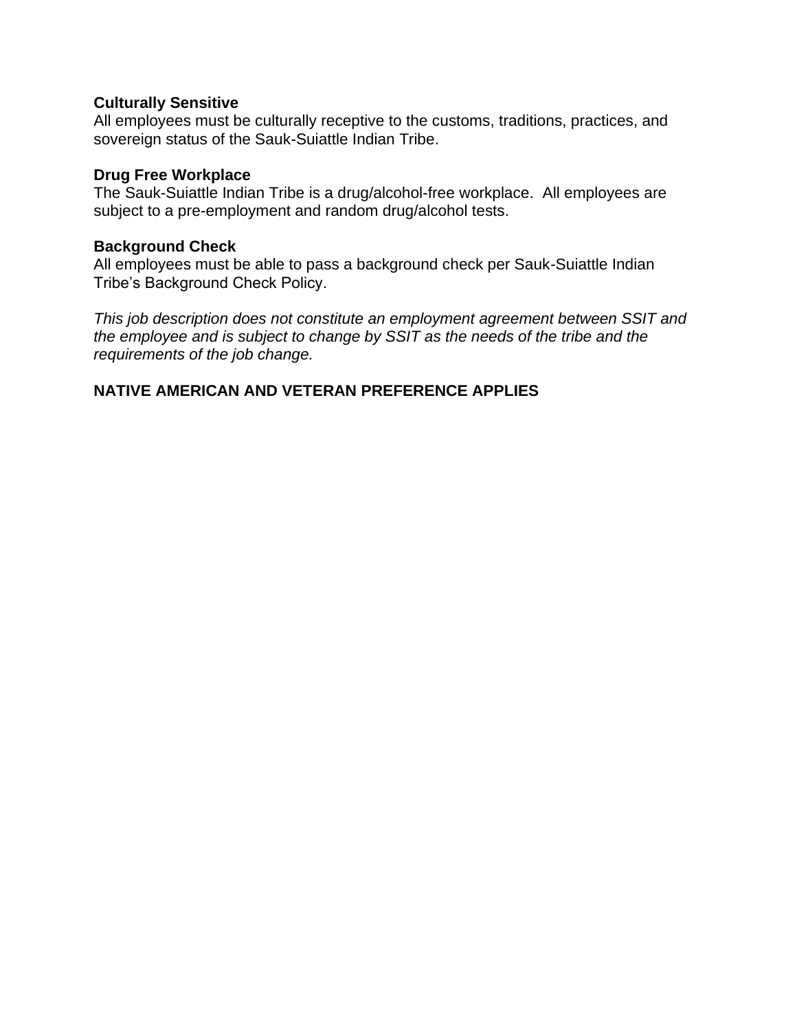**Culturally Sensitive**
All employees must be culturally receptive to the customs, traditions, practices, and sovereign status of the Sauk-Suiattle Indian Tribe.

**Drug Free Workplace**
The Sauk-Suiattle Indian Tribe is a drug/alcohol-free workplace. All employees are subject to a pre-employment and random drug/alcohol tests.

**Background Check**
All employees must be able to pass a background check per Sauk-Suiattle Indian Tribe's Background Check Policy.

*This job description does not constitute an employment agreement between SSIT and the employee and is subject to change by SSIT as the needs of the tribe and the requirements of the job change.*

**NATIVE AMERICAN AND VETERAN PREFERENCE APPLIES**